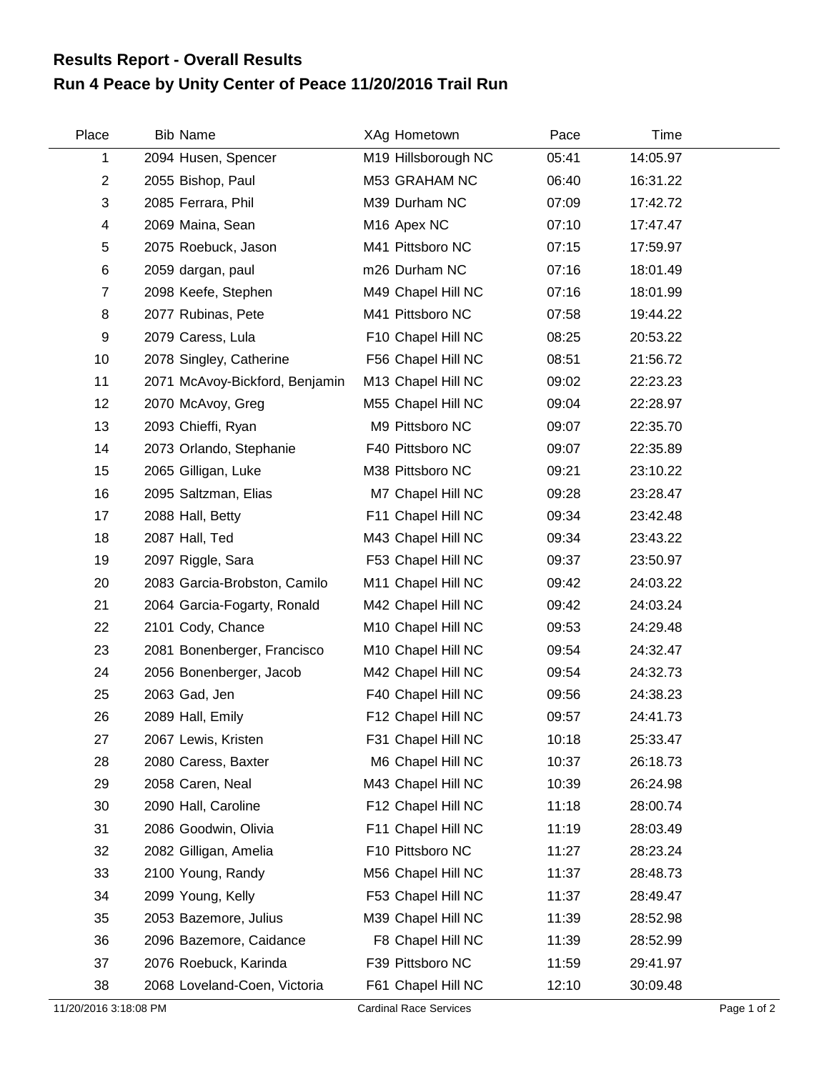## Results Report - Overall Results

## Run 4 Peace by Unity Center of Peace 11/20/2016 Trail Run

| Place | Bib | Name | XAg | Hometown | Pace | Time |
|---|---|---|---|---|---|---|
| 1 | 2094 | Husen, Spencer | M19 | Hillsborough NC | 05:41 | 14:05.97 |
| 2 | 2055 | Bishop, Paul | M53 | GRAHAM NC | 06:40 | 16:31.22 |
| 3 | 2085 | Ferrara, Phil | M39 | Durham NC | 07:09 | 17:42.72 |
| 4 | 2069 | Maina, Sean | M16 | Apex NC | 07:10 | 17:47.47 |
| 5 | 2075 | Roebuck, Jason | M41 | Pittsboro NC | 07:15 | 17:59.97 |
| 6 | 2059 | dargan, paul | m26 | Durham NC | 07:16 | 18:01.49 |
| 7 | 2098 | Keefe, Stephen | M49 | Chapel Hill NC | 07:16 | 18:01.99 |
| 8 | 2077 | Rubinas, Pete | M41 | Pittsboro NC | 07:58 | 19:44.22 |
| 9 | 2079 | Caress, Lula | F10 | Chapel Hill NC | 08:25 | 20:53.22 |
| 10 | 2078 | Singley, Catherine | F56 | Chapel Hill NC | 08:51 | 21:56.72 |
| 11 | 2071 | McAvoy-Bickford, Benjamin | M13 | Chapel Hill NC | 09:02 | 22:23.23 |
| 12 | 2070 | McAvoy, Greg | M55 | Chapel Hill NC | 09:04 | 22:28.97 |
| 13 | 2093 | Chieffi, Ryan | M9 | Pittsboro NC | 09:07 | 22:35.70 |
| 14 | 2073 | Orlando, Stephanie | F40 | Pittsboro NC | 09:07 | 22:35.89 |
| 15 | 2065 | Gilligan, Luke | M38 | Pittsboro NC | 09:21 | 23:10.22 |
| 16 | 2095 | Saltzman, Elias | M7 | Chapel Hill NC | 09:28 | 23:28.47 |
| 17 | 2088 | Hall, Betty | F11 | Chapel Hill NC | 09:34 | 23:42.48 |
| 18 | 2087 | Hall, Ted | M43 | Chapel Hill NC | 09:34 | 23:43.22 |
| 19 | 2097 | Riggle, Sara | F53 | Chapel Hill NC | 09:37 | 23:50.97 |
| 20 | 2083 | Garcia-Brobston, Camilo | M11 | Chapel Hill NC | 09:42 | 24:03.22 |
| 21 | 2064 | Garcia-Fogarty, Ronald | M42 | Chapel Hill NC | 09:42 | 24:03.24 |
| 22 | 2101 | Cody, Chance | M10 | Chapel Hill NC | 09:53 | 24:29.48 |
| 23 | 2081 | Bonenberger, Francisco | M10 | Chapel Hill NC | 09:54 | 24:32.47 |
| 24 | 2056 | Bonenberger, Jacob | M42 | Chapel Hill NC | 09:54 | 24:32.73 |
| 25 | 2063 | Gad, Jen | F40 | Chapel Hill NC | 09:56 | 24:38.23 |
| 26 | 2089 | Hall, Emily | F12 | Chapel Hill NC | 09:57 | 24:41.73 |
| 27 | 2067 | Lewis, Kristen | F31 | Chapel Hill NC | 10:18 | 25:33.47 |
| 28 | 2080 | Caress, Baxter | M6 | Chapel Hill NC | 10:37 | 26:18.73 |
| 29 | 2058 | Caren, Neal | M43 | Chapel Hill NC | 10:39 | 26:24.98 |
| 30 | 2090 | Hall, Caroline | F12 | Chapel Hill NC | 11:18 | 28:00.74 |
| 31 | 2086 | Goodwin, Olivia | F11 | Chapel Hill NC | 11:19 | 28:03.49 |
| 32 | 2082 | Gilligan, Amelia | F10 | Pittsboro NC | 11:27 | 28:23.24 |
| 33 | 2100 | Young, Randy | M56 | Chapel Hill NC | 11:37 | 28:48.73 |
| 34 | 2099 | Young, Kelly | F53 | Chapel Hill NC | 11:37 | 28:49.47 |
| 35 | 2053 | Bazemore, Julius | M39 | Chapel Hill NC | 11:39 | 28:52.98 |
| 36 | 2096 | Bazemore, Caidance | F8 | Chapel Hill NC | 11:39 | 28:52.99 |
| 37 | 2076 | Roebuck, Karinda | F39 | Pittsboro NC | 11:59 | 29:41.97 |
| 38 | 2068 | Loveland-Coen, Victoria | F61 | Chapel Hill NC | 12:10 | 30:09.48 |

11/20/2016 3:18:08 PM Cardinal Race Services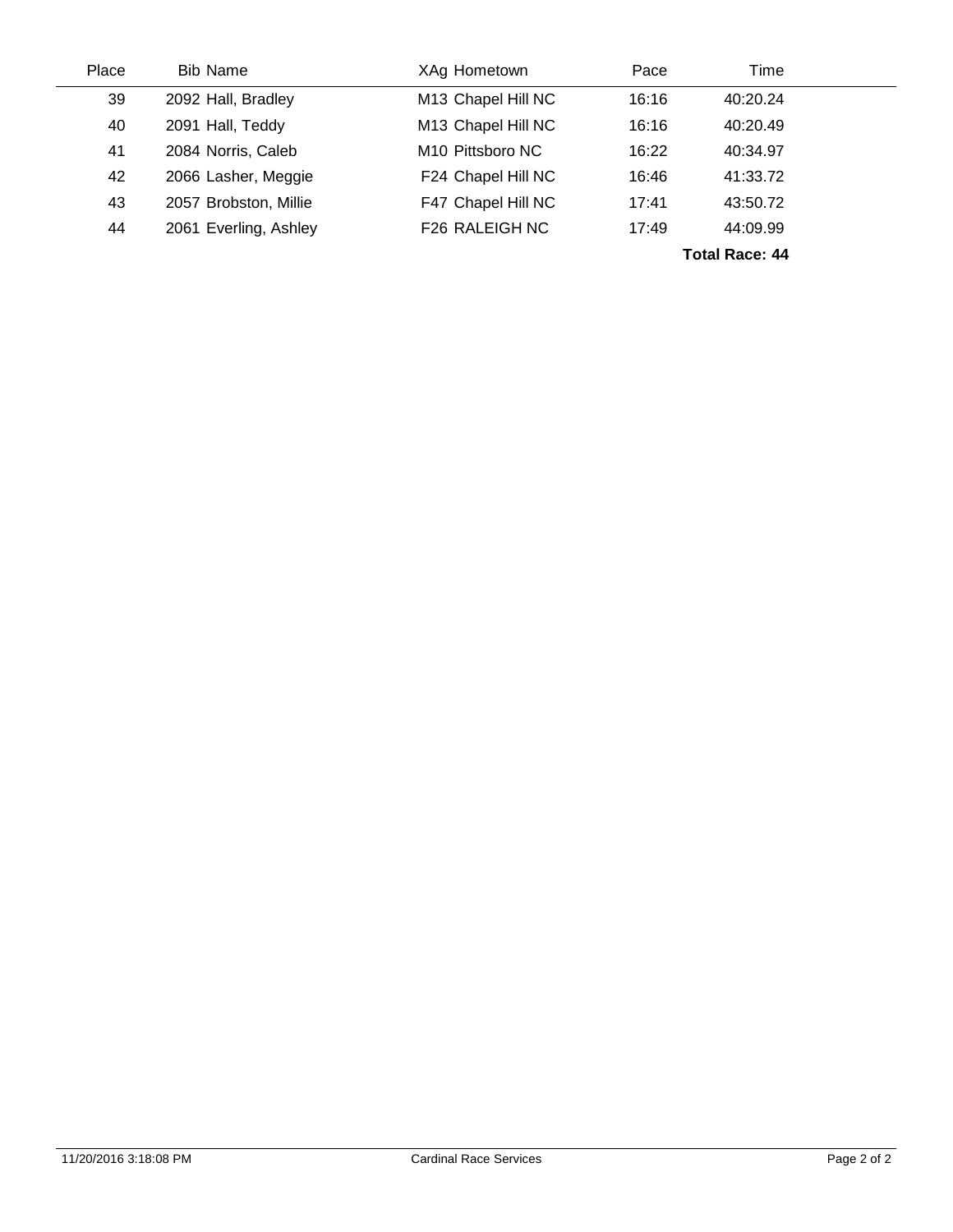| Place | Bib | Name | XAg | Hometown | Pace | Time |
|---|---|---|---|---|---|---|
| 39 | 2092 | Hall, Bradley | M13 | Chapel Hill NC | 16:16 | 40:20.24 |
| 40 | 2091 | Hall, Teddy | M13 | Chapel Hill NC | 16:16 | 40:20.49 |
| 41 | 2084 | Norris, Caleb | M10 | Pittsboro NC | 16:22 | 40:34.97 |
| 42 | 2066 | Lasher, Meggie | F24 | Chapel Hill NC | 16:46 | 41:33.72 |
| 43 | 2057 | Brobston, Millie | F47 | Chapel Hill NC | 17:41 | 43:50.72 |
| 44 | 2061 | Everling, Ashley | F26 | RALEIGH NC | 17:49 | 44:09.99 |

**Total Race: 44**

11/20/2016 3:18:08 PM Cardinal Race Services